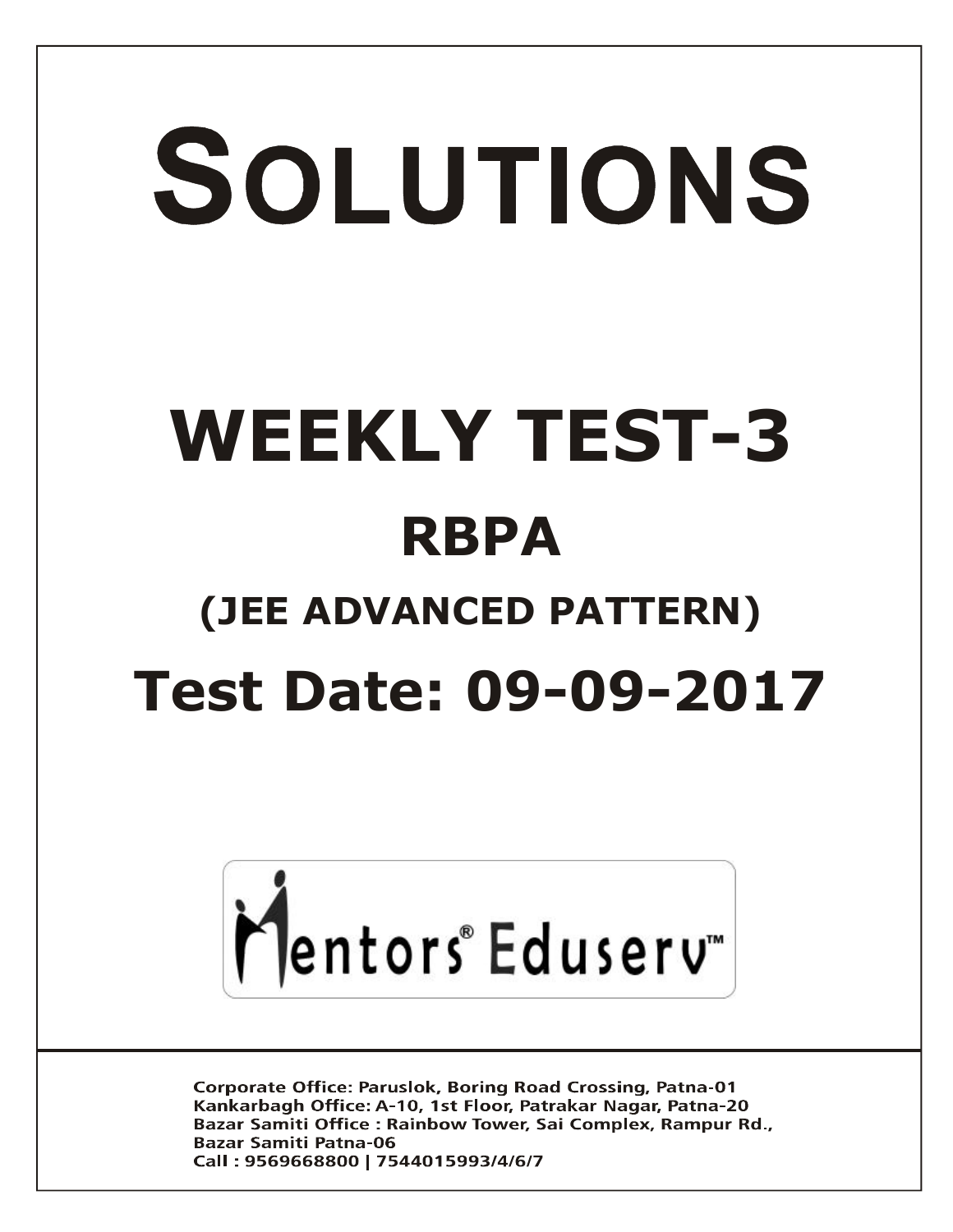# SOLUTIONS

# WEEKLY TEST-3

## RBPA

## (JEE ADVANCED PATTERN)

## Test Date: 09-09-2017

Mentors® Eduserv™

Corporate Office: Paruslok, Boring Road Crossing, Patna-01
Kankarbagh Office: A-10, 1st Floor, Patrakar Nagar, Patna-20
Bazar Samiti Office : Rainbow Tower, Sai Complex, Rampur Rd., Bazar Samiti Patna-06
Call : 9569668800 | 7544015993/4/6/7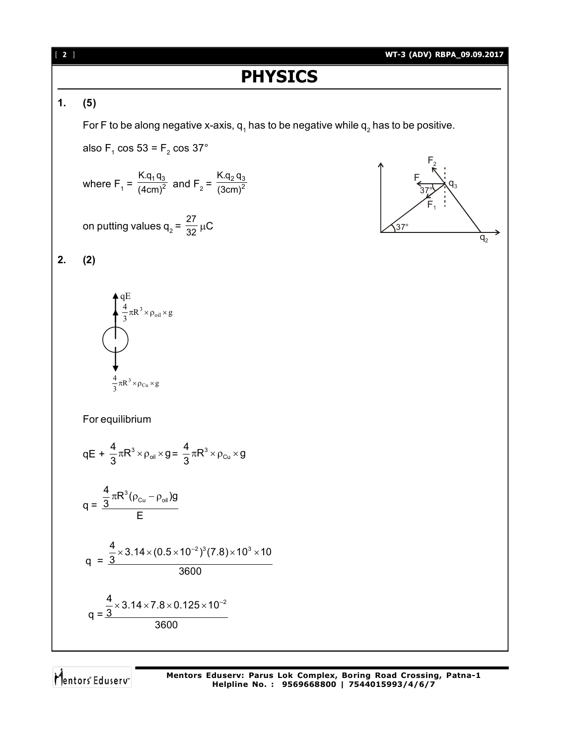# PHYSICS

**1. (5)**

For F to be along negative x-axis, $q_1$ has to be negative while $q_2$ has to be positive.

also $F_1 \cos 53 = F_2 \cos 37°$

where $F_1 = \frac{K.q_1 q_3}{(4cm)^2}$ and $F_2 = \frac{K.q_2 q_3}{(3cm)^2}$

on putting values $q_2 = \frac{27}{32}\,\mu C$

**2. (2)**

For equilibrium

$$qE + \frac{4}{3}\pi R^3 \times \rho_{oil} \times g = \frac{4}{3}\pi R^3 \times \rho_{Cu} \times g$$

$$q = \frac{\frac{4}{3}\pi R^3(\rho_{Cu} - \rho_{oil})g}{E}$$

$$q = \frac{\frac{4}{3} \times 3.14 \times (0.5 \times 10^{-2})^3 (7.8) \times 10^3 \times 10}{3600}$$

$$q = \frac{\frac{4}{3} \times 3.14 \times 7.8 \times 0.125 \times 10^{-2}}{3600}$$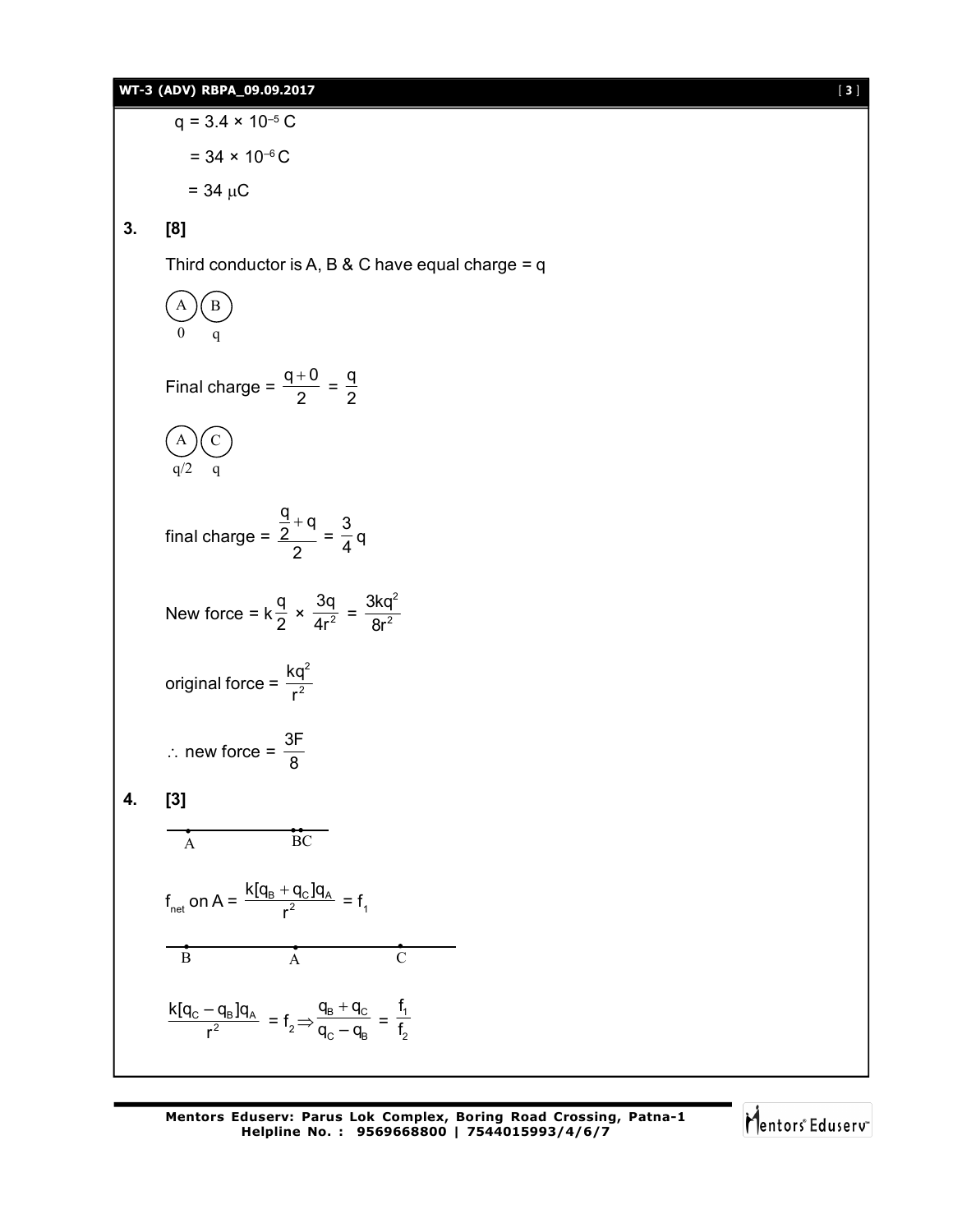$q = 3.4 \times 10^{-5}$ C

$= 34 \times 10^{-6}$ C

$= 34\ \mu$C

**3. [8]**

Third conductor is A, B & C have equal charge = q

A (0) B (q)

Final charge = $\dfrac{q+0}{2} = \dfrac{q}{2}$

A ($q/2$) C (q)

final charge = $\dfrac{\frac{q}{2}+q}{2} = \dfrac{3}{4}q$

New force = $k\dfrac{q}{2} \times \dfrac{3q}{4r^2} = \dfrac{3kq^2}{8r^2}$

original force = $\dfrac{kq^2}{r^2}$

$\therefore$ new force = $\dfrac{3F}{8}$

**4. [3]**

A ———— BC

$f_{net}$ on A = $\dfrac{k[q_B + q_C]q_A}{r^2} = f_1$

B ———— A ———— C

$\dfrac{k[q_C - q_B]q_A}{r^2} = f_2 \Rightarrow \dfrac{q_B + q_C}{q_C - q_B} = \dfrac{f_1}{f_2}$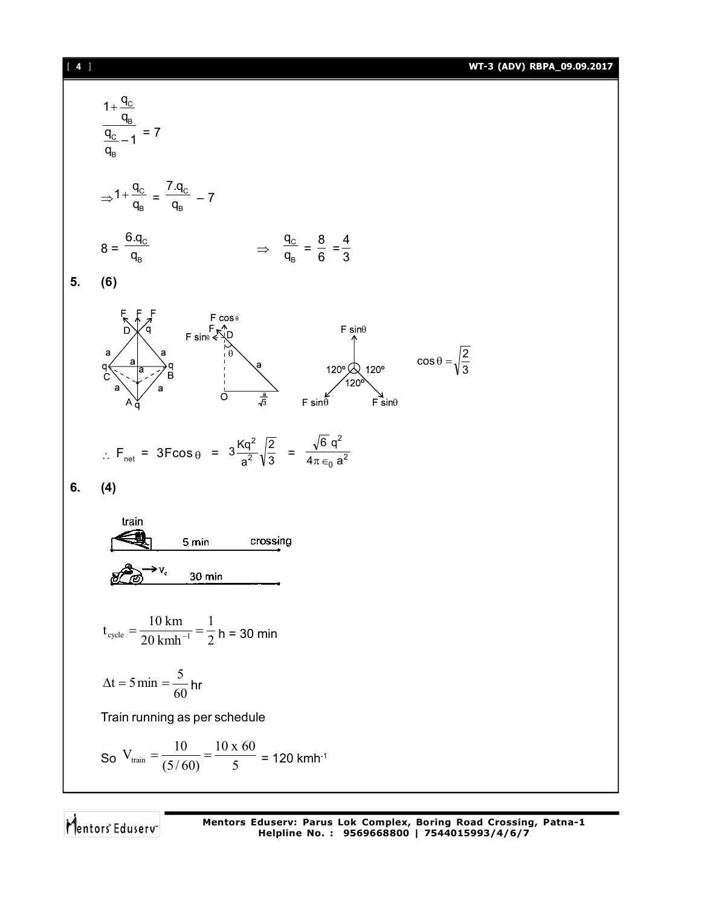$$\frac{1+\frac{q_C}{q_B}}{\frac{q_C}{q_B}-1} = 7$$

$$\Rightarrow 1+\frac{q_C}{q_B} = \frac{7.q_C}{q_B} - 7$$

$$8 = \frac{6.q_C}{q_B} \qquad \Rightarrow \quad \frac{q_C}{q_B} = \frac{8}{6} = \frac{4}{3}$$

**5. (6)**

$$\cos\theta = \sqrt{\frac{2}{3}}$$

$$\therefore F_{net} = 3F\cos\theta = 3\frac{Kq^2}{a^2}\sqrt{\frac{2}{3}} = \frac{\sqrt{6}\,q^2}{4\pi \in_0 a^2}$$

**6. (4)**

$$t_{cycle} = \frac{10 \text{ km}}{20 \text{ kmh}^{-1}} = \frac{1}{2} \text{ h} = 30 \text{ min}$$

$$\Delta t = 5 \min = \frac{5}{60} \text{ hr}$$

Train running as per schedule

$$\text{So } V_{train} = \frac{10}{(5/60)} = \frac{10 \times 60}{5} = 120 \text{ kmh}^{-1}$$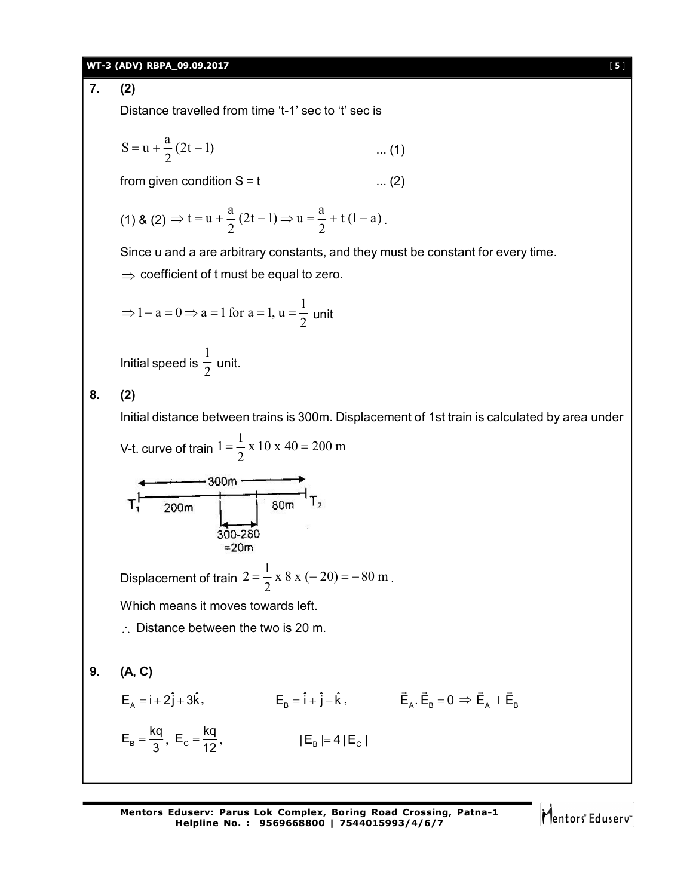**7. (2)**

Distance travelled from time 't-1' sec to 't' sec is

$$S = u + \frac{a}{2}(2t - 1) \qquad \text{... (1)}$$

from given condition S = t ... (2)

(1) & (2) $\Rightarrow t = u + \frac{a}{2}(2t - 1) \Rightarrow u = \frac{a}{2} + t(1 - a)$.

Since u and a are arbitrary constants, and they must be constant for every time.

$\Rightarrow$ coefficient of t must be equal to zero.

$$\Rightarrow 1 - a = 0 \Rightarrow a = 1 \text{ for } a = 1, u = \frac{1}{2} \text{ unit}$$

Initial speed is $\frac{1}{2}$ unit.

**8. (2)**

Initial distance between trains is 300m. Displacement of 1st train is calculated by area under V-t. curve of train $1 = \frac{1}{2} \times 10 \times 40 = 200 \text{ m}$

300m

$T_1$ 200m 80m $T_2$

300-280
=20m

Displacement of train $2 = \frac{1}{2} \times 8 \times (-20) = -80 \text{ m}$.

Which means it moves towards left.

$\therefore$ Distance between the two is 20 m.

**9. (A, C)**

$E_A = i + 2\hat{j} + 3\hat{k}$, $E_B = \hat{i} + \hat{j} - \hat{k}$, $\vec{E}_A \cdot \vec{E}_B = 0 \Rightarrow \vec{E}_A \perp \vec{E}_B$

$E_B = \frac{kq}{3}$, $E_C = \frac{kq}{12}$, $|E_B| = 4|E_C|$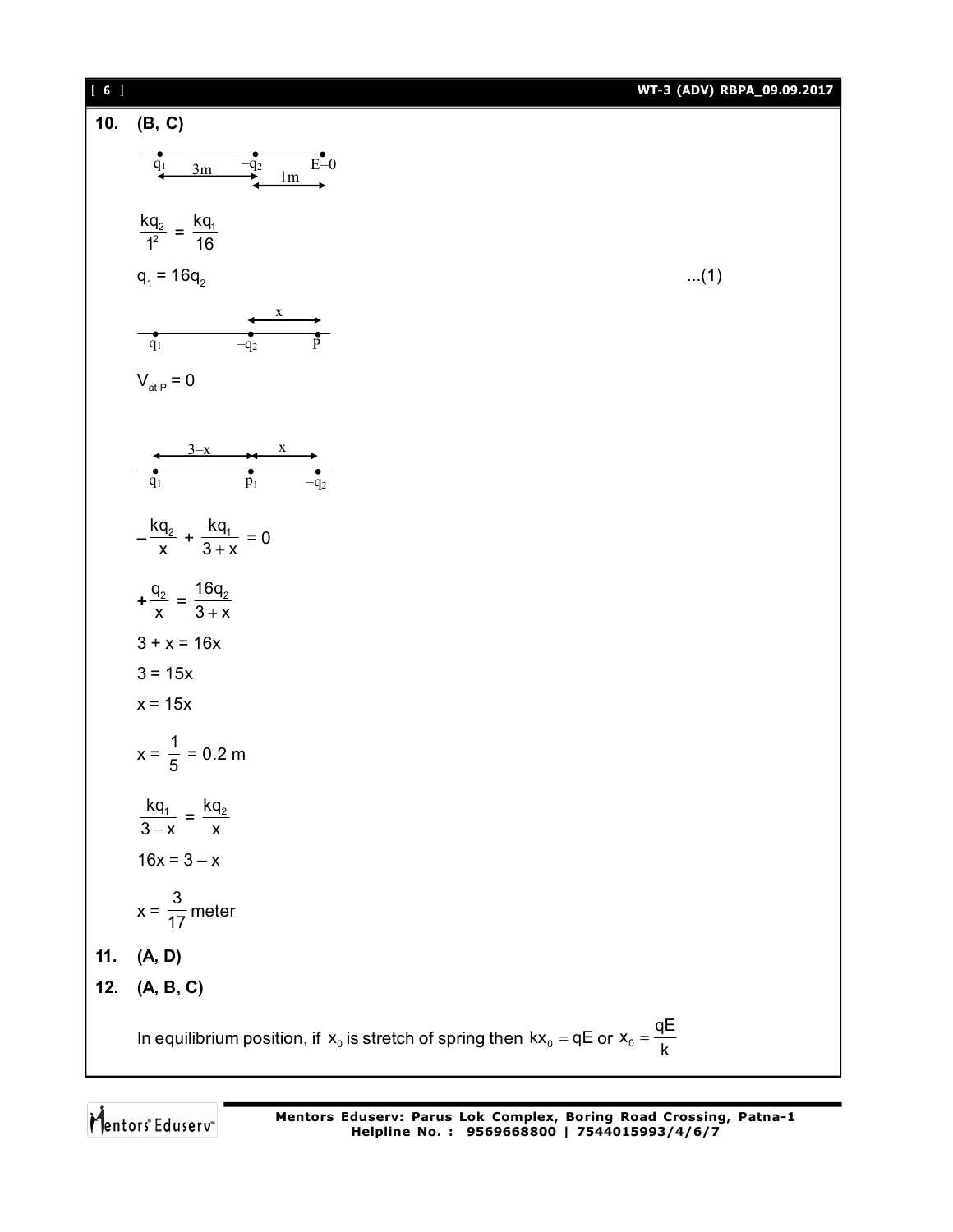**10. (B, C)**

$q_1$ —— 3m —— $-q_2$ —— 1m —— $E=0$

$$\frac{kq_2}{1^2} = \frac{kq_1}{16}$$

$$q_1 = 16q_2 \qquad ...(1)$$

$q_1$ —————— $-q_2$ —— x —— P

$$V_{at\ P} = 0$$

$q_1$ —— $3-x$ —— $p_1$ —— x —— $-q_2$

$$-\frac{kq_2}{x} + \frac{kq_1}{3+x} = 0$$

$$+\frac{q_2}{x} = \frac{16q_2}{3+x}$$

$$3 + x = 16x$$

$$3 = 15x$$

$$x = 15x$$

$$x = \frac{1}{5} = 0.2 \text{ m}$$

$$\frac{kq_1}{3-x} = \frac{kq_2}{x}$$

$$16x = 3 - x$$

$$x = \frac{3}{17} \text{ meter}$$

**11. (A, D)**

**12. (A, B, C)**

In equilibrium position, if $x_0$ is stretch of spring then $kx_0 = qE$ or $x_0 = \frac{qE}{k}$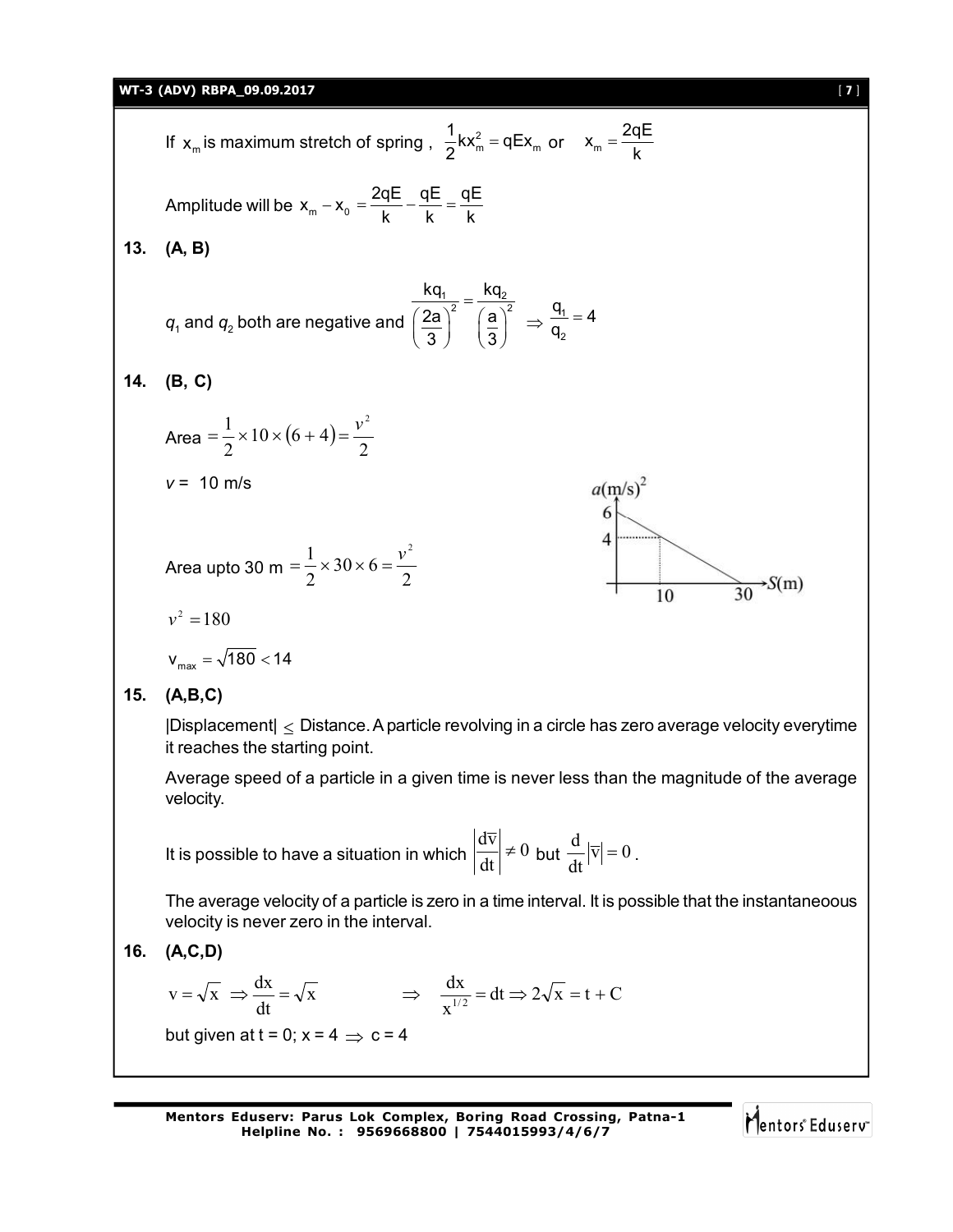If $x_m$ is maximum stretch of spring , $\frac{1}{2}kx_m^2 = qEx_m$ or $x_m = \frac{2qE}{k}$

Amplitude will be $x_m - x_0 = \frac{2qE}{k} - \frac{qE}{k} = \frac{qE}{k}$

**13. (A, B)**

$q_1$ and $q_2$ both are negative and $\frac{kq_1}{\left(\frac{2a}{3}\right)^2} = \frac{kq_2}{\left(\frac{a}{3}\right)^2} \Rightarrow \frac{q_1}{q_2} = 4$

**14. (B, C)**

Area $= \frac{1}{2} \times 10 \times (6+4) = \frac{v^2}{2}$

$v = 10$ m/s

Area upto 30 m $= \frac{1}{2} \times 30 \times 6 = \frac{v^2}{2}$

$v^2 = 180$

$v_{max} = \sqrt{180} < 14$

**15. (A,B,C)**

|Displacement| $\leq$ Distance. A particle revolving in a circle has zero average velocity everytime it reaches the starting point.

Average speed of a particle in a given time is never less than the magnitude of the average velocity.

It is possible to have a situation in which $\left|\frac{d\bar{v}}{dt}\right| \neq 0$ but $\frac{d}{dt}|\bar{v}| = 0$.

The average velocity of a particle is zero in a time interval. It is possible that the instantaneous velocity is never zero in the interval.

**16. (A,C,D)**

$v = \sqrt{x} \Rightarrow \frac{dx}{dt} = \sqrt{x} \qquad \Rightarrow \quad \frac{dx}{x^{1/2}} = dt \Rightarrow 2\sqrt{x} = t + C$

but given at t = 0; x = 4 $\Rightarrow$ c = 4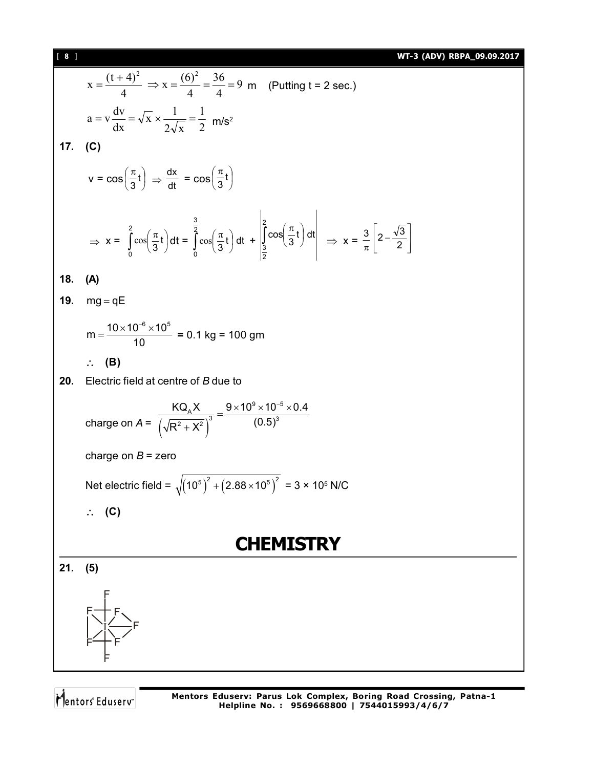$$x = \frac{(t+4)^2}{4} \Rightarrow x = \frac{(6)^2}{4} = \frac{36}{4} = 9 \text{ m} \quad \text{(Putting t = 2 sec.)}$$

$$a = v\frac{dv}{dx} = \sqrt{x} \times \frac{1}{2\sqrt{x}} = \frac{1}{2} \text{ m/s}^2$$

**17. (C)**

$$v = \cos\left(\frac{\pi}{3}t\right) \Rightarrow \frac{dx}{dt} = \cos\left(\frac{\pi}{3}t\right)$$

$$\Rightarrow x = \int_0^2 \cos\left(\frac{\pi}{3}t\right)dt = \int_0^{\frac{3}{2}} \cos\left(\frac{\pi}{3}t\right)dt + \left|\int_{\frac{3}{2}}^{2} \cos\left(\frac{\pi}{3}t\right)dt\right| \Rightarrow x = \frac{3}{\pi}\left[2 - \frac{\sqrt{3}}{2}\right]$$

**18. (A)**

**19.** $mg = qE$

$$m = \frac{10 \times 10^{-6} \times 10^5}{10} = 0.1 \text{ kg} = 100 \text{ gm}$$

$\therefore$ **(B)**

**20.** Electric field at centre of *B* due to

charge on *A* = $\dfrac{KQ_A X}{\left(\sqrt{R^2 + X^2}\right)^3} = \dfrac{9 \times 10^9 \times 10^{-5} \times 0.4}{(0.5)^3}$

charge on *B* = zero

Net electric field = $\sqrt{\left(10^5\right)^2 + \left(2.88 \times 10^5\right)^2}$ = $3 \times 10^5$ N/C

$\therefore$ **(C)**

# CHEMISTRY

**21. (5)**

$IF_7$ structure (pentagonal bipyramidal: I at centre with 5 equatorial F and 2 axial F)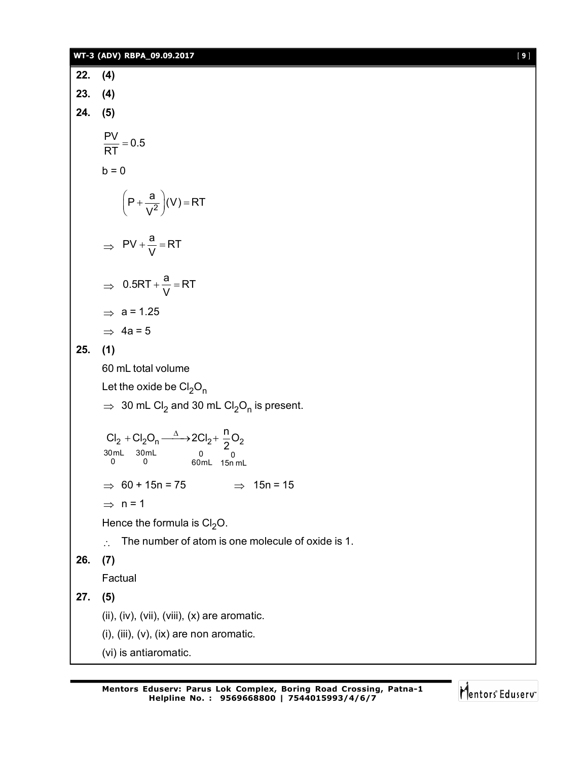**22. (4)**

**23. (4)**

**24. (5)**

$$\frac{PV}{RT} = 0.5$$

$b = 0$

$$\left(P + \frac{a}{V^2}\right)(V) = RT$$

$$\Rightarrow \ PV + \frac{a}{V} = RT$$

$$\Rightarrow \ 0.5RT + \frac{a}{V} = RT$$

$\Rightarrow \ a = 1.25$

$\Rightarrow \ 4a = 5$

**25. (1)**

60 mL total volume

Let the oxide be $Cl_2O_n$

$\Rightarrow$ 30 mL $Cl_2$ and 30 mL $Cl_2O_n$ is present.

$$\underset{\substack{30mL \\ 0}}{Cl_2} + \underset{\substack{30mL \\ 0}}{Cl_2O_n} \xrightarrow{\Delta} \underset{\substack{0 \\ 60mL}}{2Cl_2} + \underset{\substack{0 \\ 15n\ mL}}{\frac{n}{2}O_2}$$

$\Rightarrow \ 60 + 15n = 75 \qquad \Rightarrow \ 15n = 15$

$\Rightarrow \ n = 1$

Hence the formula is $Cl_2O$.

$\therefore$ The number of atom is one molecule of oxide is 1.

**26. (7)**

Factual

**27. (5)**

(ii), (iv), (vii), (viii), (x) are aromatic.

(i), (iii), (v), (ix) are non aromatic.

(vi) is antiaromatic.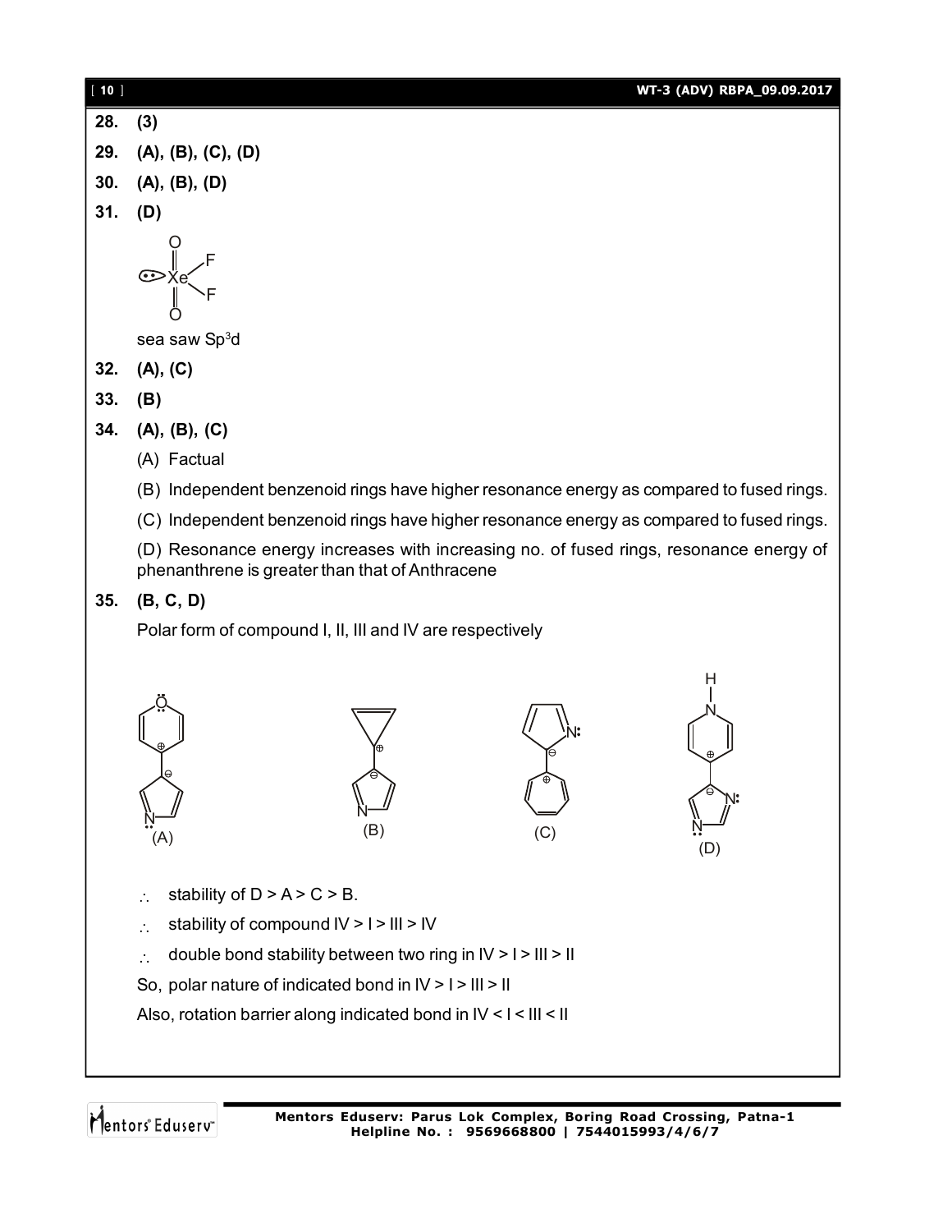**28.** **(3)**

**29.** **(A), (B), (C), (D)**

**30.** **(A), (B), (D)**

**31.** **(D)**

sea saw $Sp^3d$

**32.** **(A), (C)**

**33.** **(B)**

**34.** **(A), (B), (C)**

(A) Factual

(B) Independent benzenoid rings have higher resonance energy as compared to fused rings.

(C) Independent benzenoid rings have higher resonance energy as compared to fused rings.

(D) Resonance energy increases with increasing no. of fused rings, resonance energy of phenanthrene is greater than that of Anthracene

**35.** **(B, C, D)**

Polar form of compound I, II, III and IV are respectively

(A) (B) (C) (D)

$\therefore$ stability of D > A > C > B.

$\therefore$ stability of compound IV > I > III > IV

$\therefore$ double bond stability between two ring in IV > I > III > II

So, polar nature of indicated bond in IV > I > III > II

Also, rotation barrier along indicated bond in IV < I < III < II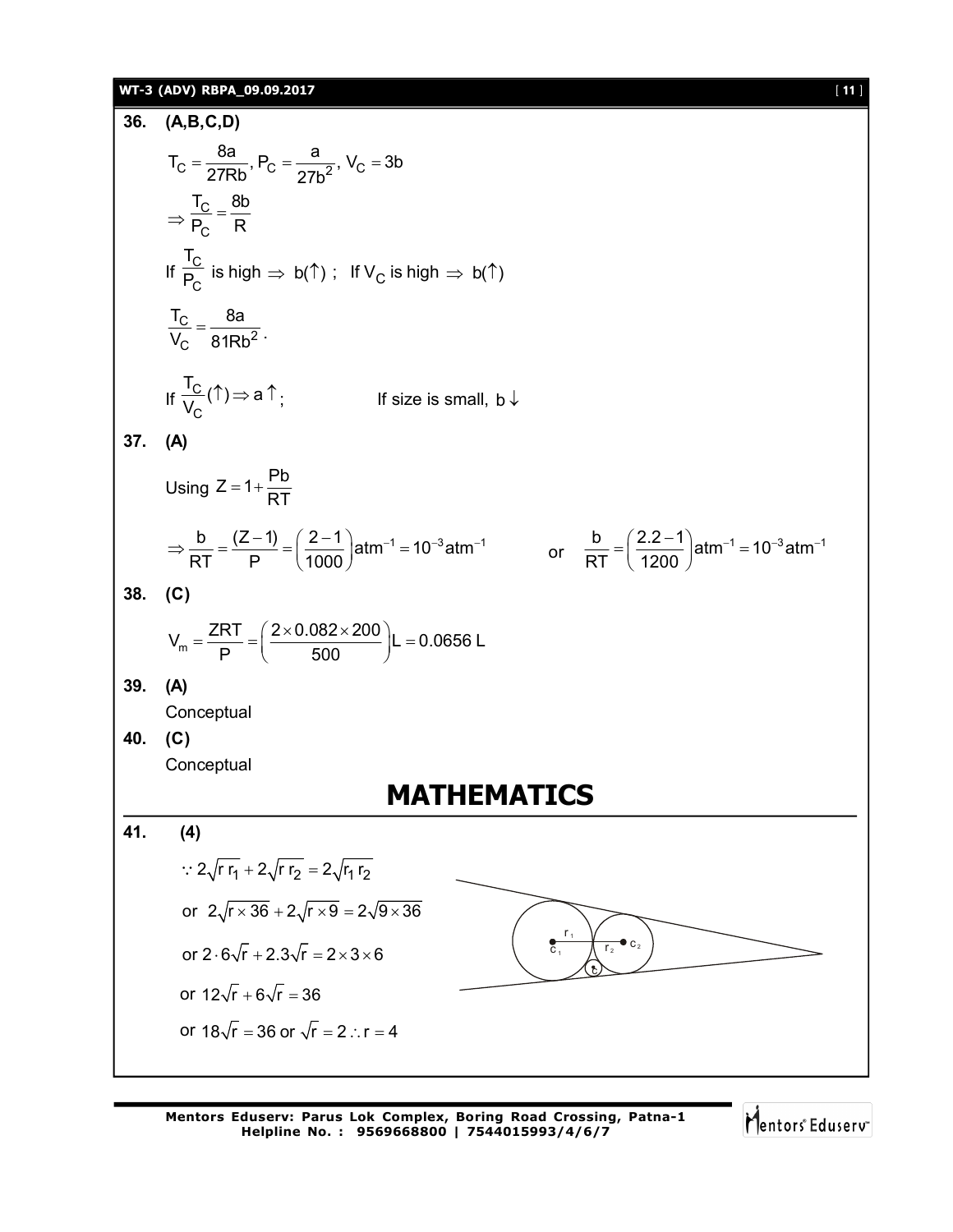**36. (A,B,C,D)**

$$T_C = \frac{8a}{27Rb},\ P_C = \frac{a}{27b^2},\ V_C = 3b$$

$$\Rightarrow \frac{T_C}{P_C} = \frac{8b}{R}$$

If $\frac{T_C}{P_C}$ is high $\Rightarrow$ b(↑) ; If $V_C$ is high $\Rightarrow$ b(↑)

$$\frac{T_C}{V_C} = \frac{8a}{81Rb^2}.$$

If $\frac{T_C}{V_C}(\uparrow) \Rightarrow a\uparrow$; If size is small, $b\downarrow$

**37. (A)**

Using $Z = 1 + \frac{Pb}{RT}$

$$\Rightarrow \frac{b}{RT} = \frac{(Z-1)}{P} = \left(\frac{2-1}{1000}\right)\text{atm}^{-1} = 10^{-3}\text{atm}^{-1} \quad \text{or} \quad \frac{b}{RT} = \left(\frac{2.2-1}{1200}\right)\text{atm}^{-1} = 10^{-3}\text{atm}^{-1}$$

**38. (C)**

$$V_m = \frac{ZRT}{P} = \left(\frac{2 \times 0.082 \times 200}{500}\right)\text{L} = 0.0656\text{ L}$$

**39. (A)**

Conceptual

**40. (C)**

Conceptual

# MATHEMATICS

**41. (4)**

$\because 2\sqrt{r\,r_1} + 2\sqrt{r\,r_2} = 2\sqrt{r_1 r_2}$

or $2\sqrt{r \times 36} + 2\sqrt{r \times 9} = 2\sqrt{9 \times 36}$

or $2 \cdot 6\sqrt{r} + 2.3\sqrt{r} = 2 \times 3 \times 6$

or $12\sqrt{r} + 6\sqrt{r} = 36$

or $18\sqrt{r} = 36$ or $\sqrt{r} = 2 \therefore r = 4$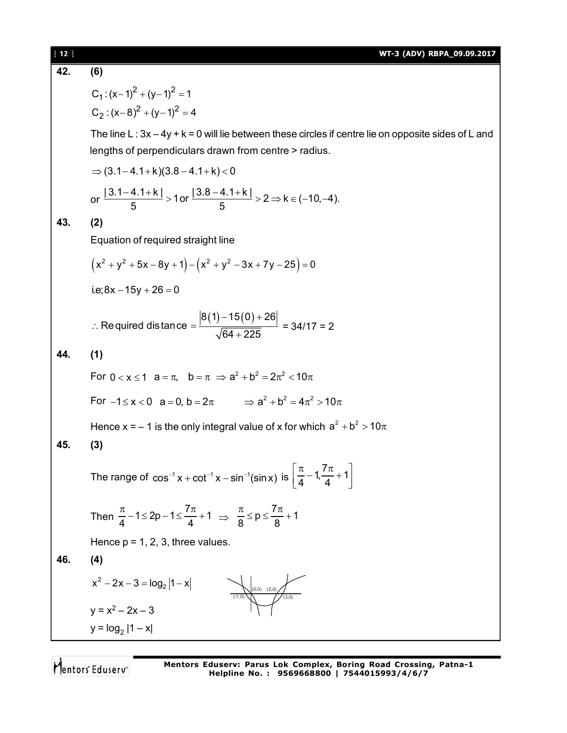**42. (6)**

$C_1 : (x-1)^2 + (y-1)^2 = 1$

$C_2 : (x-8)^2 + (y-1)^2 = 4$

The line L : 3x – 4y + k = 0 will lie between these circles if centre lie on opposite sides of L and lengths of perpendiculars drawn from centre > radius.

$\Rightarrow (3.1 - 4.1 + k)(3.8 - 4.1 + k) < 0$

or $\dfrac{|3.1 - 4.1 + k|}{5} > 1$ or $\dfrac{|3.8 - 4.1 + k|}{5} > 2 \Rightarrow k \in (-10, -4).$

**43. (2)**

Equation of required straight line

$$\left(x^2 + y^2 + 5x - 8y + 1\right) - \left(x^2 + y^2 - 3x + 7y - 25\right) = 0$$

i.e; $8x - 15y + 26 = 0$

$$\therefore \text{Required distance} = \frac{|8(1) - 15(0) + 26|}{\sqrt{64 + 225}} = 34/17 = 2$$

**44. (1)**

For $0 < x \le 1$ $a = \pi,$ $b = \pi$ $\Rightarrow a^2 + b^2 = 2\pi^2 < 10\pi$

For $-1 \le x < 0$ $a = 0, b = 2\pi$ $\Rightarrow a^2 + b^2 = 4\pi^2 > 10\pi$

Hence x = – 1 is the only integral value of x for which $a^2 + b^2 > 10\pi$

**45. (3)**

The range of $\cos^{-1} x + \cot^{-1} x - \sin^{-1}(\sin x)$ is $\left[\dfrac{\pi}{4} - 1, \dfrac{7\pi}{4} + 1\right]$

Then $\dfrac{\pi}{4} - 1 \le 2p - 1 \le \dfrac{7\pi}{4} + 1 \Rightarrow \dfrac{\pi}{8} \le p \le \dfrac{7\pi}{8} + 1$

Hence p = 1, 2, 3, three values.

**46. (4)**

$x^2 - 2x - 3 = \log_2 |1 - x|$

$y = x^2 - 2x - 3$

$y = \log_2 |1 - x|$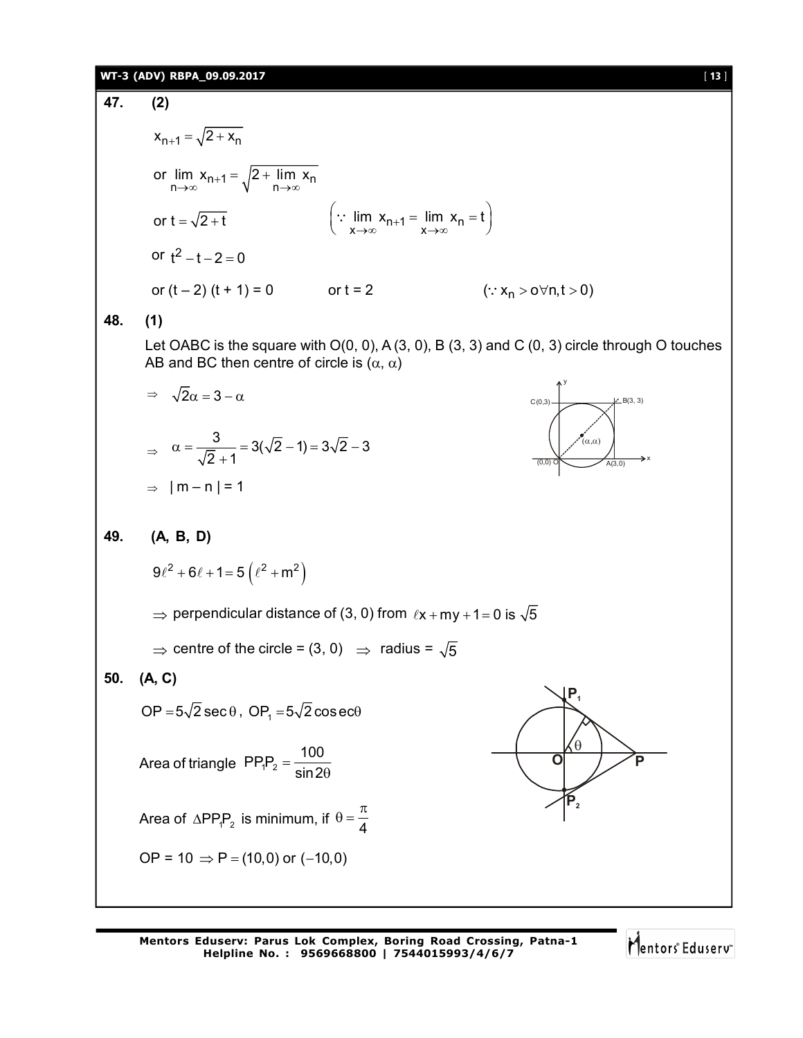**47. (2)**

$x_{n+1} = \sqrt{2 + x_n}$

or $\lim\limits_{n\to\infty} x_{n+1} = \sqrt{2 + \lim\limits_{n\to\infty} x_n}$

or $t = \sqrt{2+t}$ $\quad\left(\because \lim\limits_{x\to\infty} x_{n+1} = \lim\limits_{x\to\infty} x_n = t\right)$

or $t^2 - t - 2 = 0$

or $(t - 2)(t + 1) = 0$ $\quad$ or $t = 2$ $\quad (\because x_n > o \forall n, t > 0)$

**48. (1)**

Let OABC is the square with O(0, 0), A (3, 0), B (3, 3) and C (0, 3) circle through O touches AB and BC then centre of circle is $(\alpha, \alpha)$

$\Rightarrow \quad \sqrt{2}\alpha = 3 - \alpha$

$\Rightarrow \quad \alpha = \dfrac{3}{\sqrt{2}+1} = 3(\sqrt{2}-1) = 3\sqrt{2} - 3$

$\Rightarrow \quad |m - n| = 1$

**49. (A, B, D)**

$9\ell^2 + 6\ell + 1 = 5\left(\ell^2 + m^2\right)$

$\Rightarrow$ perpendicular distance of (3, 0) from $\ell x + my + 1 = 0$ is $\sqrt{5}$

$\Rightarrow$ centre of the circle = (3, 0) $\Rightarrow$ radius = $\sqrt{5}$

**50. (A, C)**

$OP = 5\sqrt{2}\sec\theta$, $OP_1 = 5\sqrt{2}\operatorname{cosec}\theta$

Area of triangle $PP_1P_2 = \dfrac{100}{\sin 2\theta}$

Area of $\Delta PP_1P_2$ is minimum, if $\theta = \dfrac{\pi}{4}$

OP = 10 $\Rightarrow P = (10, 0)$ or $(-10, 0)$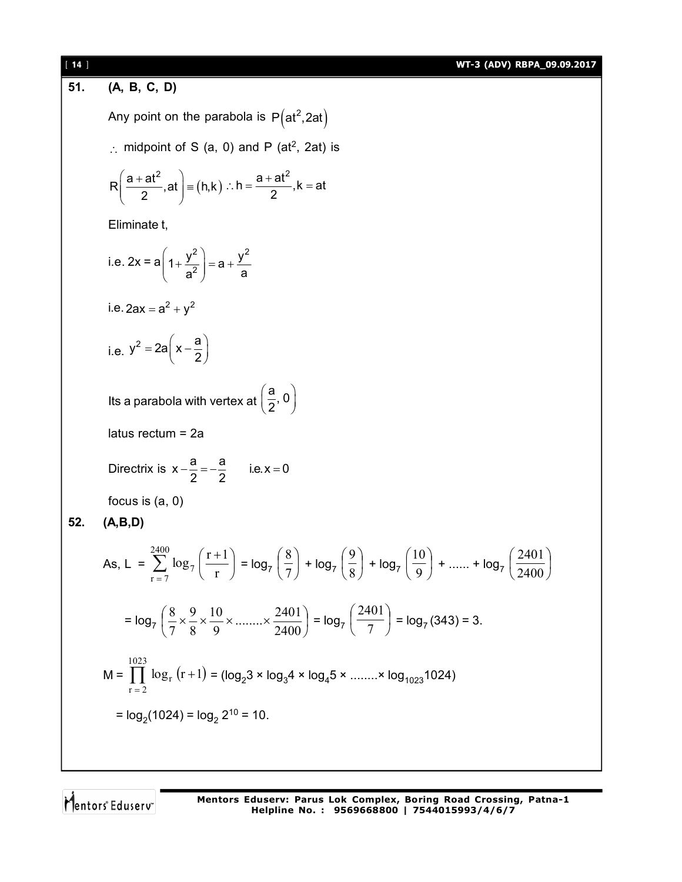**51. (A, B, C, D)**

Any point on the parabola is $P\left(at^2, 2at\right)$

$\therefore$ midpoint of S (a, 0) and P ($at^2$, 2at) is

$$R\left(\frac{a+at^2}{2}, at\right) \equiv (h,k) \therefore h = \frac{a+at^2}{2}, k = at$$

Eliminate t,

$$\text{i.e. } 2x = a\left(1+\frac{y^2}{a^2}\right) = a + \frac{y^2}{a}$$

$$\text{i.e. } 2ax = a^2 + y^2$$

$$\text{i.e. } y^2 = 2a\left(x - \frac{a}{2}\right)$$

Its a parabola with vertex at $\left(\frac{a}{2}, 0\right)$

latus rectum = 2a

Directrix is $x - \frac{a}{2} = -\frac{a}{2}$ i.e. $x = 0$

focus is (a, 0)

**52. (A,B,D)**

$$\text{As, } L = \sum_{r=7}^{2400} \log_7\left(\frac{r+1}{r}\right) = \log_7\left(\frac{8}{7}\right) + \log_7\left(\frac{9}{8}\right) + \log_7\left(\frac{10}{9}\right) + \ldots\ldots + \log_7\left(\frac{2401}{2400}\right)$$

$$= \log_7\left(\frac{8}{7} \times \frac{9}{8} \times \frac{10}{9} \times \ldots\ldots\ldots \times \frac{2401}{2400}\right) = \log_7\left(\frac{2401}{7}\right) = \log_7(343) = 3.$$

$$M = \prod_{r=2}^{1023} \log_r(r+1) = (\log_2 3 \times \log_3 4 \times \log_4 5 \times \ldots\ldots\ldots \times \log_{1023} 1024)$$

$$= \log_2(1024) = \log_2 2^{10} = 10.$$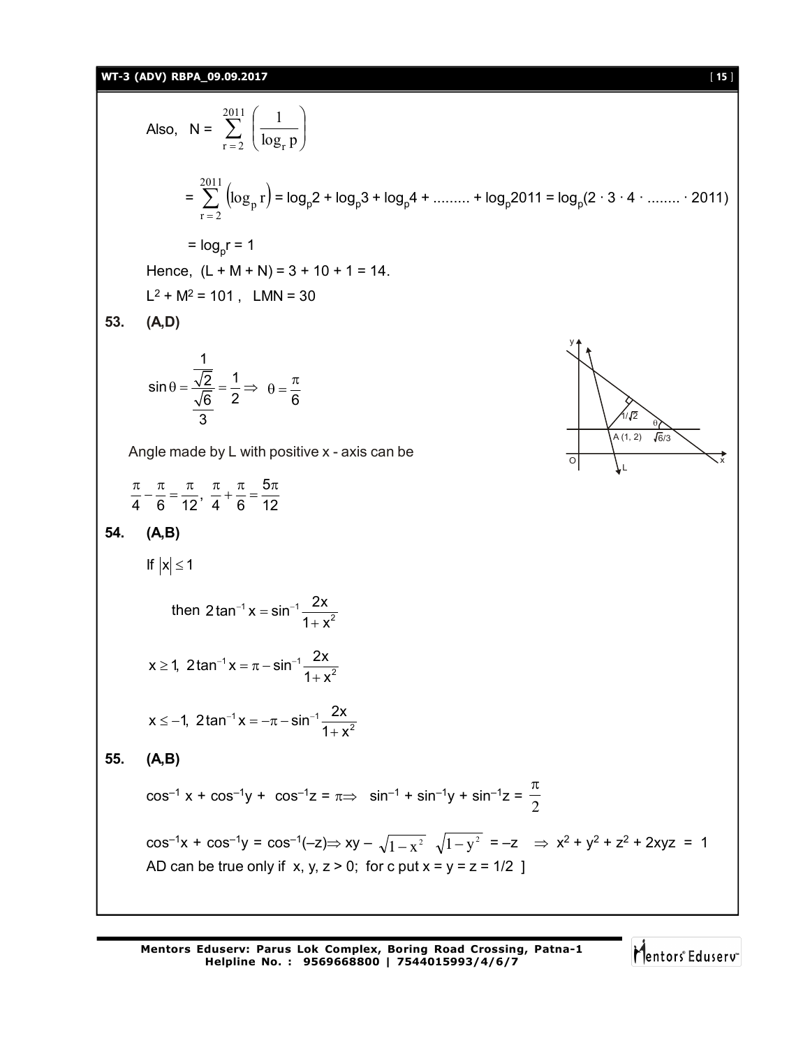Also, $N = \sum_{r=2}^{2011} \left( \frac{1}{\log_r p} \right)$

$= \sum_{r=2}^{2011} \left( \log_p r \right) = \log_p 2 + \log_p 3 + \log_p 4 + \ldots\ldots\ldots + \log_p 2011 = \log_p(2 \cdot 3 \cdot 4 \cdot \ldots\ldots\ldots \cdot 2011)$

$= \log_p r = 1$

Hence, $(L + M + N) = 3 + 10 + 1 = 14$.

$L^2 + M^2 = 101$ , $LMN = 30$

**53. (A,D)**

$$\sin\theta = \frac{\frac{1}{\sqrt{2}}}{\frac{\sqrt{6}}{3}} = \frac{1}{2} \Rightarrow \theta = \frac{\pi}{6}$$

Angle made by L with positive x - axis can be

$$\frac{\pi}{4} - \frac{\pi}{6} = \frac{\pi}{12},\ \frac{\pi}{4} + \frac{\pi}{6} = \frac{5\pi}{12}$$

**54. (A,B)**

If $|x| \le 1$

then $2\tan^{-1} x = \sin^{-1} \frac{2x}{1+x^2}$

$x \ge 1,\ 2\tan^{-1} x = \pi - \sin^{-1} \frac{2x}{1+x^2}$

$x \le -1,\ 2\tan^{-1} x = -\pi - \sin^{-1} \frac{2x}{1+x^2}$

**55. (A,B)**

$\cos^{-1} x + \cos^{-1} y + \cos^{-1} z = \pi \Rightarrow \sin^{-1} + \sin^{-1} y + \sin^{-1} z = \frac{\pi}{2}$

$\cos^{-1} x + \cos^{-1} y = \cos^{-1}(-z) \Rightarrow xy - \sqrt{1-x^2}\ \sqrt{1-y^2} = -z \Rightarrow x^2 + y^2 + z^2 + 2xyz = 1$

AD can be true only if $x, y, z > 0$; for c put $x = y = z = 1/2$ ]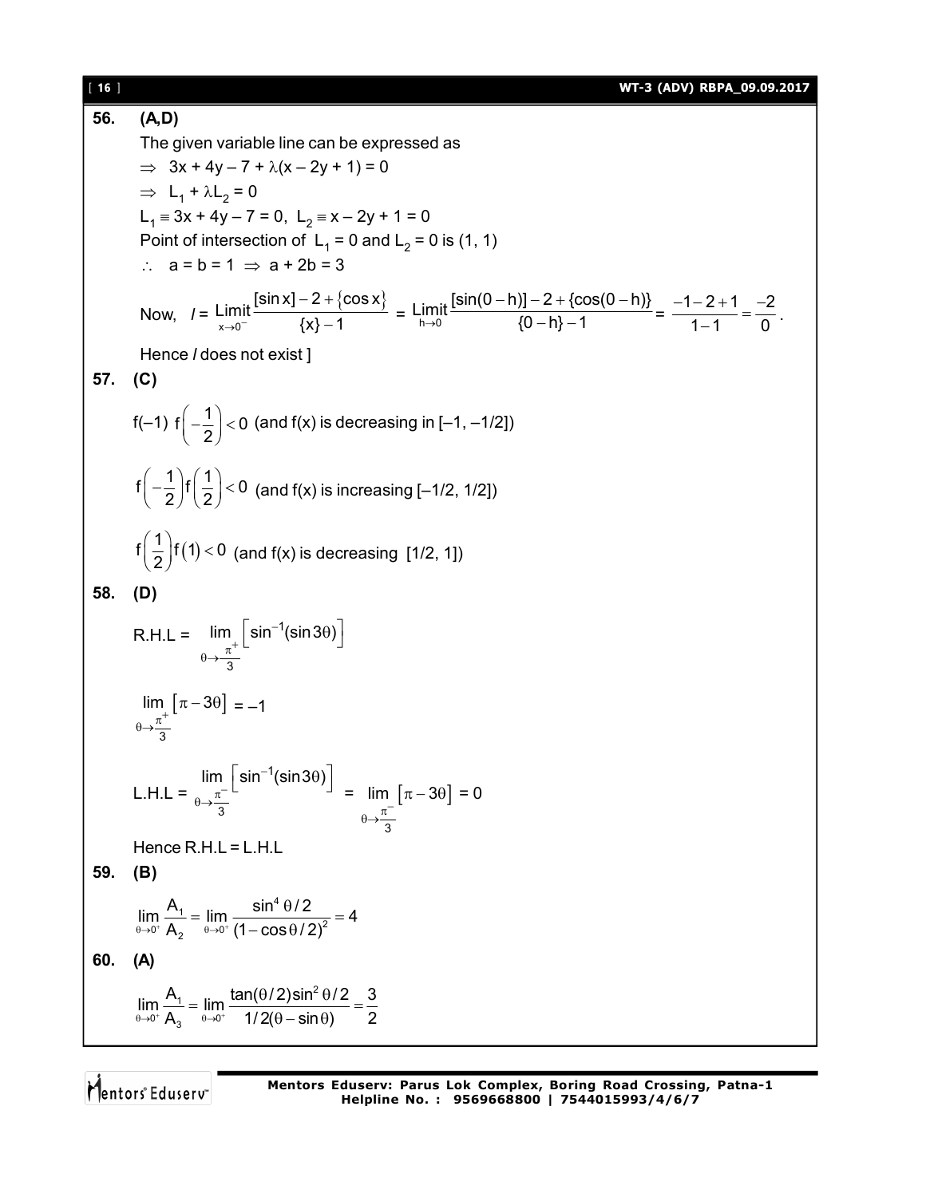**56. (A,D)**

The given variable line can be expressed as

$\Rightarrow\ 3x + 4y - 7 + \lambda(x - 2y + 1) = 0$

$\Rightarrow\ L_1 + \lambda L_2 = 0$

$L_1 \equiv 3x + 4y - 7 = 0,\ L_2 \equiv x - 2y + 1 = 0$

Point of intersection of $L_1 = 0$ and $L_2 = 0$ is (1, 1)

$\therefore\ a = b = 1 \Rightarrow a + 2b = 3$

Now, $l = \underset{x\to 0^-}{\text{Limit}} \dfrac{[\sin x] - 2 + \{\cos x\}}{\{x\} - 1} = \underset{h\to 0}{\text{Limit}} \dfrac{[\sin(0-h)] - 2 + \{\cos(0-h)\}}{\{0-h\} - 1} = \dfrac{-1-2+1}{1-1} = \dfrac{-2}{0}$.

Hence $l$ does not exist ]

**57. (C)**

$f(-1)\, f\left(-\dfrac{1}{2}\right) < 0$ (and f(x) is decreasing in [–1, –1/2])

$f\left(-\dfrac{1}{2}\right) f\left(\dfrac{1}{2}\right) < 0$ (and f(x) is increasing [–1/2, 1/2])

$f\left(\dfrac{1}{2}\right) f(1) < 0$ (and f(x) is decreasing [1/2, 1])

**58. (D)**

R.H.L = $\displaystyle\lim_{\theta\to\frac{\pi}{3}^+}\left[\sin^{-1}(\sin 3\theta)\right]$

$\displaystyle\lim_{\theta\to\frac{\pi}{3}^+}\left[\pi - 3\theta\right] = -1$

L.H.L = $\displaystyle\lim_{\theta\to\frac{\pi}{3}^-}\left[\sin^{-1}(\sin 3\theta)\right] = \lim_{\theta\to\frac{\pi}{3}^-}\left[\pi - 3\theta\right] = 0$

Hence R.H.L = L.H.L

**59. (B)**

$$\lim_{\theta\to 0^+}\frac{A_1}{A_2} = \lim_{\theta\to 0^+}\frac{\sin^4\theta/2}{(1-\cos\theta/2)^2} = 4$$

**60. (A)**

$$\lim_{\theta\to 0^+}\frac{A_1}{A_3} = \lim_{\theta\to 0^+}\frac{\tan(\theta/2)\sin^2\theta/2}{1/2(\theta - \sin\theta)} = \frac{3}{2}$$